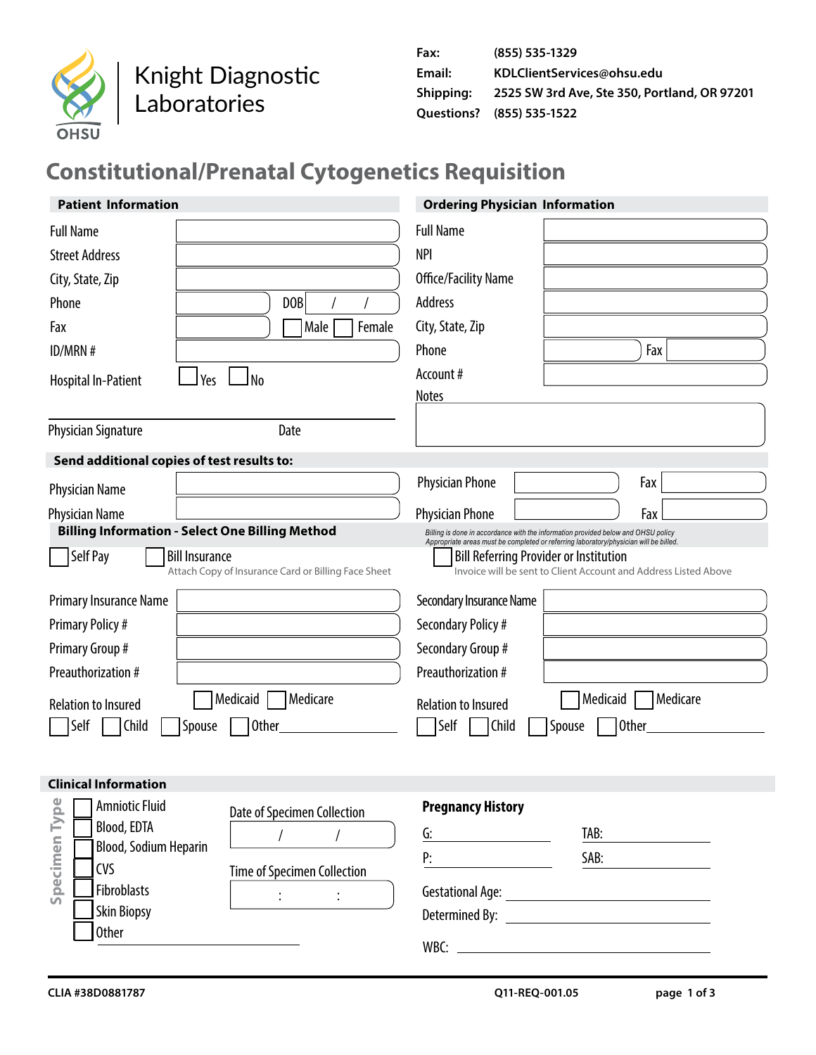Knight Diagnostic Laboratories

OHSU

**Fax:** (855) 535-1329
**Email:** KDLClientServices@ohsu.edu
**Shipping:** 2525 SW 3rd Ave, Ste 350, Portland, OR 97201
**Questions?** (855) 535-1522

# Constitutional/Prenatal Cytogenetics Requisition

## Patient Information

Full Name

Street Address

City, State, Zip

Phone DOB / /

Fax ☐ Male ☐ Female

ID/MRN #

Hospital In-Patient ☐ Yes ☐ No

Physician Signature Date

## Ordering Physician Information

Full Name

NPI

Office/Facility Name

Address

City, State, Zip

Phone Fax

Account #

Notes

## Send additional copies of test results to:

Physician Name Physician Phone Fax

Physician Name Physician Phone Fax

## Billing Information - Select One Billing Method

*Billing is done in accordance with the information provided below and OHSU policy*
*Appropriate areas must be completed or referring laboratory/physician will be billed.*

☐ Self Pay

☐ Bill Insurance
Attach Copy of Insurance Card or Billing Face Sheet

☐ Bill Referring Provider or Institution
Invoice will be sent to Client Account and Address Listed Above

Primary Insurance Name

Primary Policy #

Primary Group #

Preauthorization #

Relation to Insured ☐ Medicaid ☐ Medicare

☐ Self ☐ Child ☐ Spouse ☐ Other\_\_\_\_\_\_\_\_\_\_

Secondary Insurance Name

Secondary Policy #

Secondary Group #

Preauthorization #

Relation to Insured ☐ Medicaid ☐ Medicare

☐ Self ☐ Child ☐ Spouse ☐ Other\_\_\_\_\_\_\_\_\_\_

## Clinical Information

**Specimen Type**

☐ Amniotic Fluid
☐ Blood, EDTA
☐ Blood, Sodium Heparin
☐ CVS
☐ Fibroblasts
☐ Skin Biopsy
☐ Other\_\_\_\_\_\_\_\_\_\_

Date of Specimen Collection / /

Time of Specimen Collection : :

**Pregnancy History**

G: \_\_\_\_\_\_\_\_ TAB: \_\_\_\_\_\_\_\_

P: \_\_\_\_\_\_\_\_ SAB: \_\_\_\_\_\_\_\_

Gestational Age: \_\_\_\_\_\_\_\_

Determined By: \_\_\_\_\_\_\_\_

WBC: \_\_\_\_\_\_\_\_

CLIA #38D0881787 Q11-REQ-001.05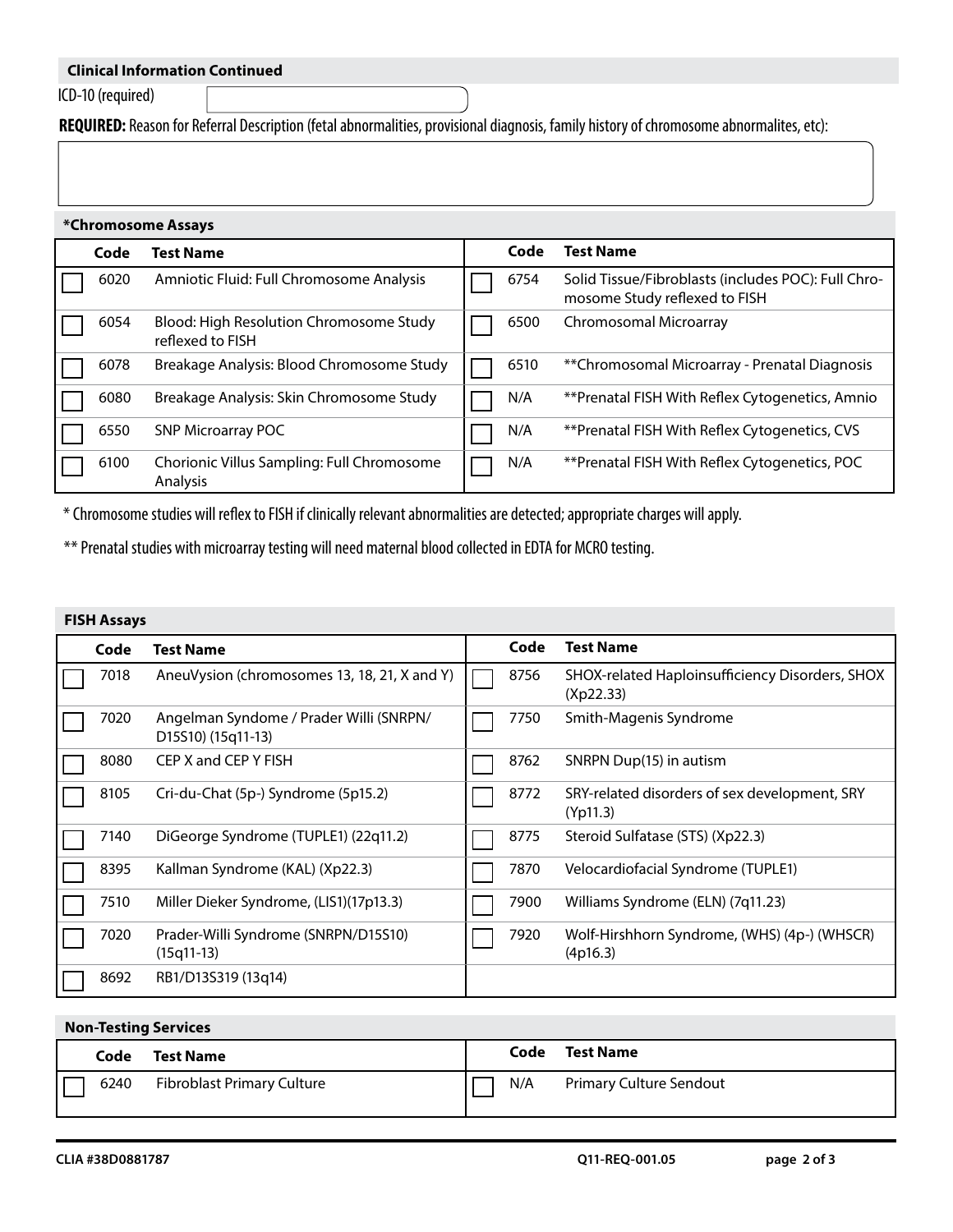## Clinical Information Continued

ICD-10 (required)

**REQUIRED:** Reason for Referral Description (fetal abnormalities, provisional diagnosis, family history of chromosome abnormalites, etc):

## *Chromosome Assays

| | Code | Test Name | | Code | Test Name |
|---|---|---|---|---|---|
| ☐ | 6020 | Amniotic Fluid: Full Chromosome Analysis | ☐ | 6754 | Solid Tissue/Fibroblasts (includes POC): Full Chromosome Study reflexed to FISH |
| ☐ | 6054 | Blood: High Resolution Chromosome Study reflexed to FISH | ☐ | 6500 | Chromosomal Microarray |
| ☐ | 6078 | Breakage Analysis: Blood Chromosome Study | ☐ | 6510 | **Chromosomal Microarray - Prenatal Diagnosis |
| ☐ | 6080 | Breakage Analysis: Skin Chromosome Study | ☐ | N/A | **Prenatal FISH With Reflex Cytogenetics, Amnio |
| ☐ | 6550 | SNP Microarray POC | ☐ | N/A | **Prenatal FISH With Reflex Cytogenetics, CVS |
| ☐ | 6100 | Chorionic Villus Sampling: Full Chromosome Analysis | ☐ | N/A | **Prenatal FISH With Reflex Cytogenetics, POC |

* Chromosome studies will reflex to FISH if clinically relevant abnormalities are detected; appropriate charges will apply.

** Prenatal studies with microarray testing will need maternal blood collected in EDTA for MCRO testing.

## FISH Assays

| | Code | Test Name | | Code | Test Name |
|---|---|---|---|---|---|
| ☐ | 7018 | AneuVysion (chromosomes 13, 18, 21, X and Y) | ☐ | 8756 | SHOX-related Haploinsufficiency Disorders, SHOX (Xp22.33) |
| ☐ | 7020 | Angelman Syndome / Prader Willi (SNRPN/ D15S10) (15q11-13) | ☐ | 7750 | Smith-Magenis Syndrome |
| ☐ | 8080 | CEP X and CEP Y FISH | ☐ | 8762 | SNRPN Dup(15) in autism |
| ☐ | 8105 | Cri-du-Chat (5p-) Syndrome (5p15.2) | ☐ | 8772 | SRY-related disorders of sex development, SRY (Yp11.3) |
| ☐ | 7140 | DiGeorge Syndrome (TUPLE1) (22q11.2) | ☐ | 8775 | Steroid Sulfatase (STS) (Xp22.3) |
| ☐ | 8395 | Kallman Syndrome (KAL) (Xp22.3) | ☐ | 7870 | Velocardiofacial Syndrome (TUPLE1) |
| ☐ | 7510 | Miller Dieker Syndrome, (LIS1)(17p13.3) | ☐ | 7900 | Williams Syndrome (ELN) (7q11.23) |
| ☐ | 7020 | Prader-Willi Syndrome (SNRPN/D15S10) (15q11-13) | ☐ | 7920 | Wolf-Hirshhorn Syndrome, (WHS) (4p-) (WHSCR) (4p16.3) |
| ☐ | 8692 | RB1/D13S319 (13q14) | | | |

## Non-Testing Services

| | Code | Test Name | | Code | Test Name |
|---|---|---|---|---|---|
| ☐ | 6240 | Fibroblast Primary Culture | ☐ | N/A | Primary Culture Sendout |

CLIA #38D0881787 Q11-REQ-001.05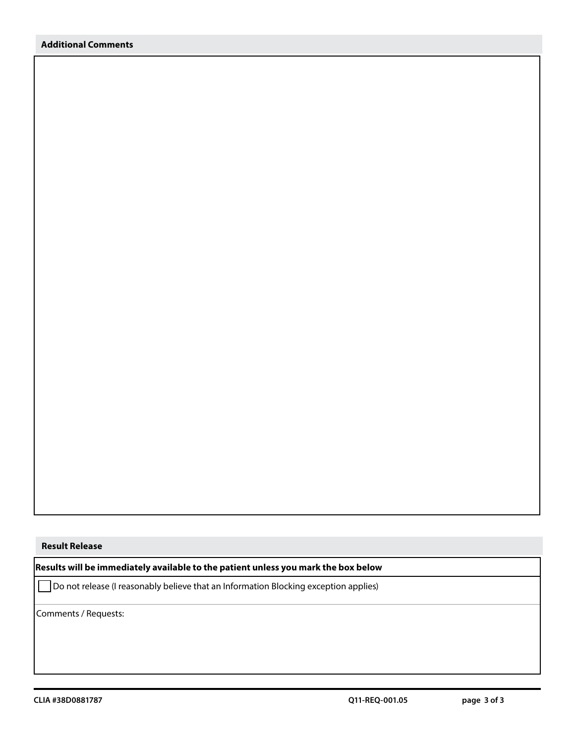## Additional Comments

## Result Release

**Results will be immediately available to the patient unless you mark the box below**

☐ Do not release (I reasonably believe that an Information Blocking exception applies)

Comments / Requests:

CLIA #38D0881787

Q11-REQ-001.05